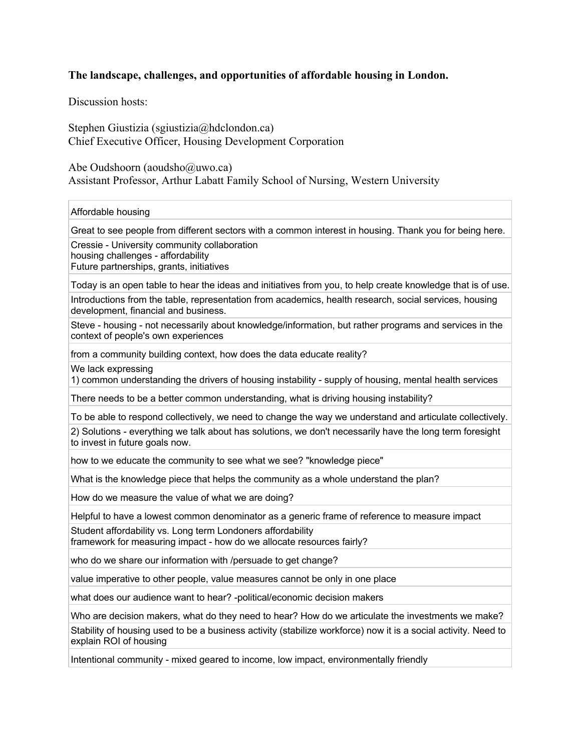**The landscape, challenges, and opportunities of affordable housing in London.**

Discussion hosts:

Stephen Giustizia (sgiustizia@hdclondon.ca)
Chief Executive Officer, Housing Development Corporation

Abe Oudshoorn (aoudsho@uwo.ca)
Assistant Professor, Arthur Labatt Family School of Nursing, Western University

| |
|---|
| Affordable housing |
| Great to see people from different sectors with a common interest in housing. Thank you for being here. |
| Cressie - University community collaboration<br>housing challenges - affordability<br>Future partnerships, grants, initiatives |
| Today is an open table to hear the ideas and initiatives from you, to help create knowledge that is of use. |
| Introductions from the table, representation from academics, health research, social services, housing development, financial and business. |
| Steve - housing - not necessarily about knowledge/information, but rather programs and services in the context of people's own experiences |
| from a community building context, how does the data educate reality? |
| We lack expressing<br>1) common understanding the drivers of housing instability - supply of housing, mental health services |
| There needs to be a better common understanding, what is driving housing instability? |
| To be able to respond collectively, we need to change the way we understand and articulate collectively. |
| 2) Solutions - everything we talk about has solutions, we don't necessarily have the long term foresight to invest in future goals now. |
| how to we educate the community to see what we see? "knowledge piece" |
| What is the knowledge piece that helps the community as a whole understand the plan? |
| How do we measure the value of what we are doing? |
| Helpful to have a lowest common denominator as a generic frame of reference to measure impact |
| Student affordability vs. Long term Londoners affordability<br>framework for measuring impact - how do we allocate resources fairly? |
| who do we share our information with /persuade to get change? |
| value imperative to other people, value measures cannot be only in one place |
| what does our audience want to hear? -political/economic decision makers |
| Who are decision makers, what do they need to hear? How do we articulate the investments we make? |
| Stability of housing used to be a business activity (stabilize workforce) now it is a social activity. Need to explain ROI of housing |
| Intentional community - mixed geared to income, low impact, environmentally friendly |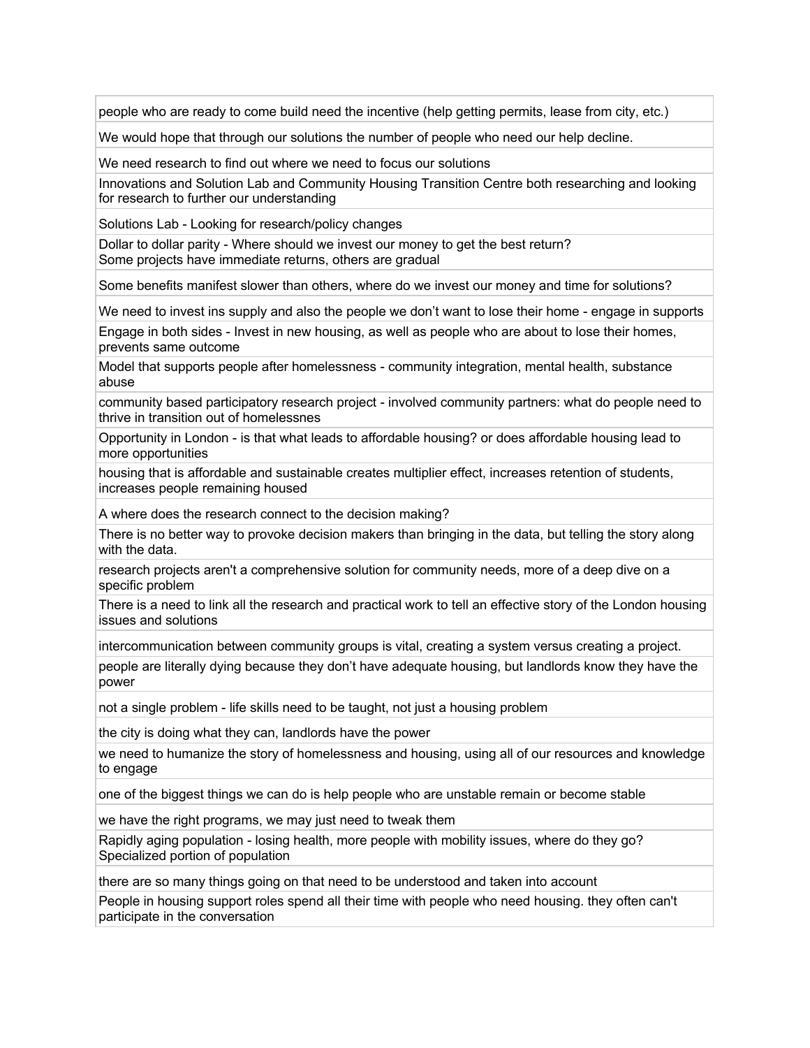| |
|---|
| people who are ready to come build need the incentive (help getting permits, lease from city, etc.) |
| We would hope that through our solutions the number of people who need our help decline. |
| We need research to find out where we need to focus our solutions |
| Innovations and Solution Lab and Community Housing Transition Centre both researching and looking for research to further our understanding |
| Solutions Lab - Looking for research/policy changes |
| Dollar to dollar parity - Where should we invest our money to get the best return?<br>Some projects have immediate returns, others are gradual |
| Some benefits manifest slower than others, where do we invest our money and time for solutions? |
| We need to invest ins supply and also the people we don't want to lose their home - engage in supports |
| Engage in both sides - Invest in new housing, as well as people who are about to lose their homes, prevents same outcome |
| Model that supports people after homelessness - community integration, mental health, substance abuse |
| community based participatory research project - involved community partners: what do people need to thrive in transition out of homelessnes |
| Opportunity in London - is that what leads to affordable housing? or does affordable housing lead to more opportunities |
| housing that is affordable and sustainable creates multiplier effect, increases retention of students, increases people remaining housed |
| A where does the research connect to the decision making? |
| There is no better way to provoke decision makers than bringing in the data, but telling the story along with the data. |
| research projects aren't a comprehensive solution for community needs, more of a deep dive on a specific problem |
| There is a need to link all the research and practical work to tell an effective story of the London housing issues and solutions |
| intercommunication between community groups is vital, creating a system versus creating a project. |
| people are literally dying because they don't have adequate housing, but landlords know they have the power |
| not a single problem - life skills need to be taught, not just a housing problem |
| the city is doing what they can, landlords have the power |
| we need to humanize the story of homelessness and housing, using all of our resources and knowledge to engage |
| one of the biggest things we can do is help people who are unstable remain or become stable |
| we have the right programs, we may just need to tweak them |
| Rapidly aging population - losing health, more people with mobility issues, where do they go?<br>Specialized portion of population |
| there are so many things going on that need to be understood and taken into account |
| People in housing support roles spend all their time with people who need housing. they often can't participate in the conversation |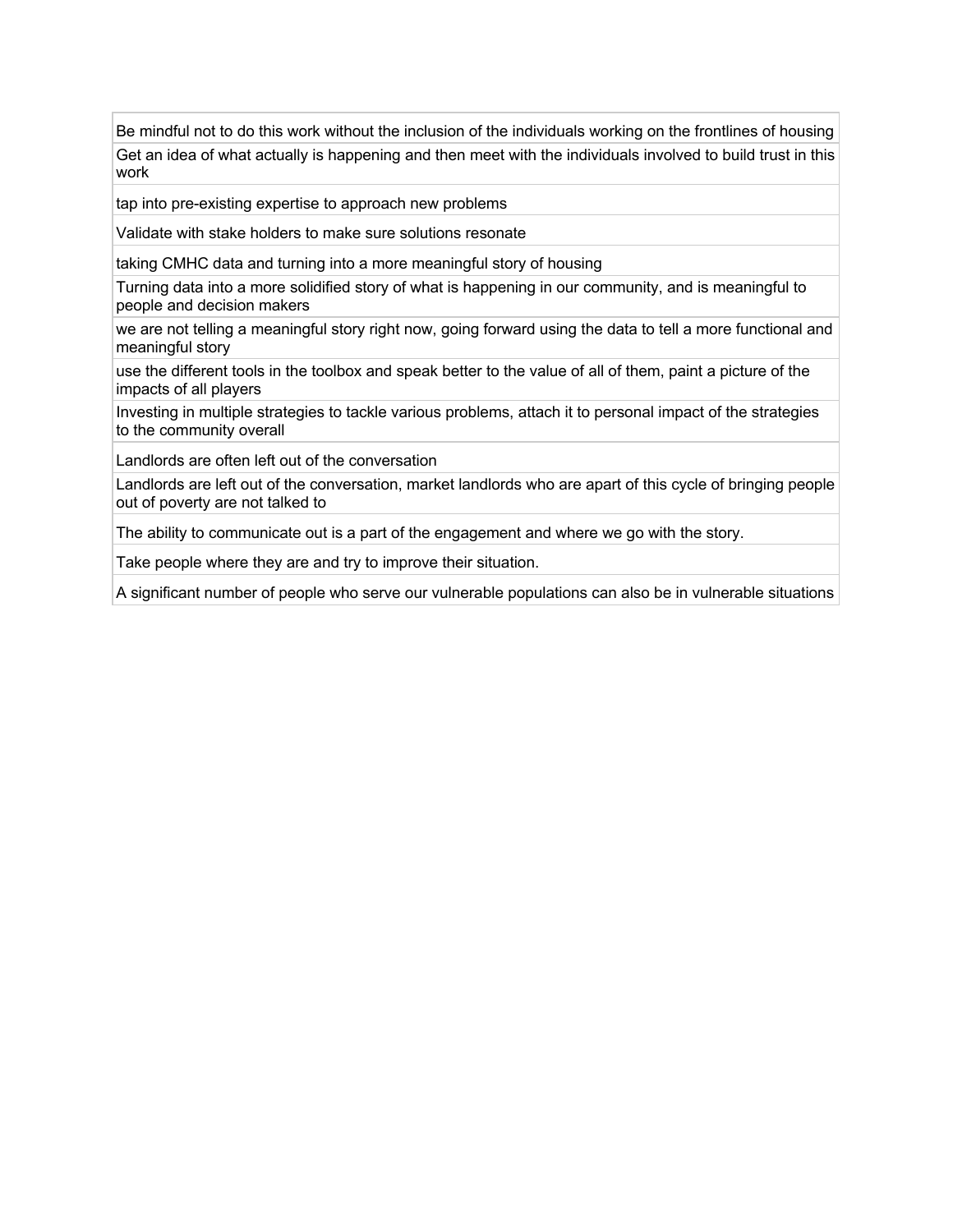| |
|---|
| Be mindful not to do this work without the inclusion of the individuals working on the frontlines of housing |
| Get an idea of what actually is happening and then meet with the individuals involved to build trust in this work |
| tap into pre-existing expertise to approach new problems |
| Validate with stake holders to make sure solutions resonate |
| taking CMHC data and turning into a more meaningful story of housing |
| Turning data into a more solidified story of what is happening in our community, and is meaningful to people and decision makers |
| we are not telling a meaningful story right now, going forward using the data to tell a more functional and meaningful story |
| use the different tools in the toolbox and speak better to the value of all of them, paint a picture of the impacts of all players |
| Investing in multiple strategies to tackle various problems, attach it to personal impact of the strategies to the community overall |
| Landlords are often left out of the conversation |
| Landlords are left out of the conversation, market landlords who are apart of this cycle of bringing people out of poverty are not talked to |
| The ability to communicate out is a part of the engagement and where we go with the story. |
| Take people where they are and try to improve their situation. |
| A significant number of people who serve our vulnerable populations can also be in vulnerable situations |